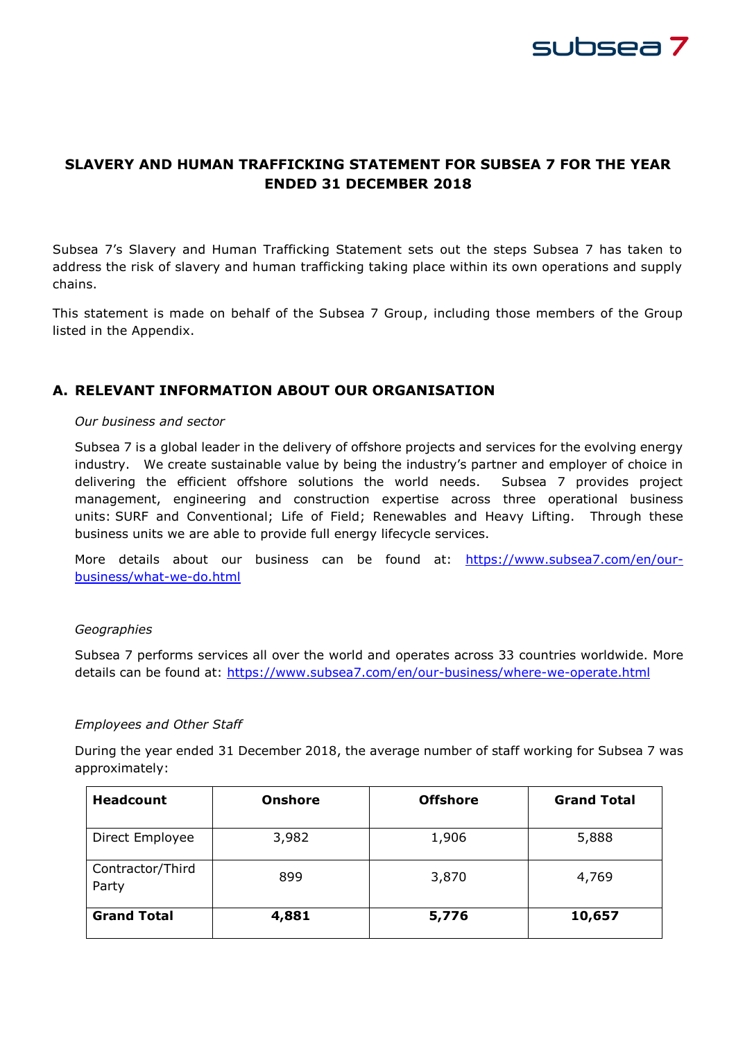# SLAVERY AND HUMAN TRAFFICKING STATEMENT FOR SUBSEA 7 FOR THE YEAR ENDED 31 DECEMBER 2018

Subsea 7's Slavery and Human Trafficking Statement sets out the steps Subsea 7 has taken to address the risk of slavery and human trafficking taking place within its own operations and supply chains.

This statement is made on behalf of the Subsea 7 Group, including those members of the Group listed in the Appendix.

## A. RELEVANT INFORMATION ABOUT OUR ORGANISATION

*Our business and sector*

Subsea 7 is a global leader in the delivery of offshore projects and services for the evolving energy industry. We create sustainable value by being the industry's partner and employer of choice in delivering the efficient offshore solutions the world needs. Subsea 7 provides project management, engineering and construction expertise across three operational business units: SURF and Conventional; Life of Field; Renewables and Heavy Lifting. Through these business units we are able to provide full energy lifecycle services.

More details about our business can be found at: https://www.subsea7.com/en/our-business/what-we-do.html

*Geographies*

Subsea 7 performs services all over the world and operates across 33 countries worldwide. More details can be found at: https://www.subsea7.com/en/our-business/where-we-operate.html

*Employees and Other Staff*

During the year ended 31 December 2018, the average number of staff working for Subsea 7 was approximately:

| Headcount | Onshore | Offshore | Grand Total |
|---|---|---|---|
| Direct Employee | 3,982 | 1,906 | 5,888 |
| Contractor/Third Party | 899 | 3,870 | 4,769 |
| **Grand Total** | **4,881** | **5,776** | **10,657** |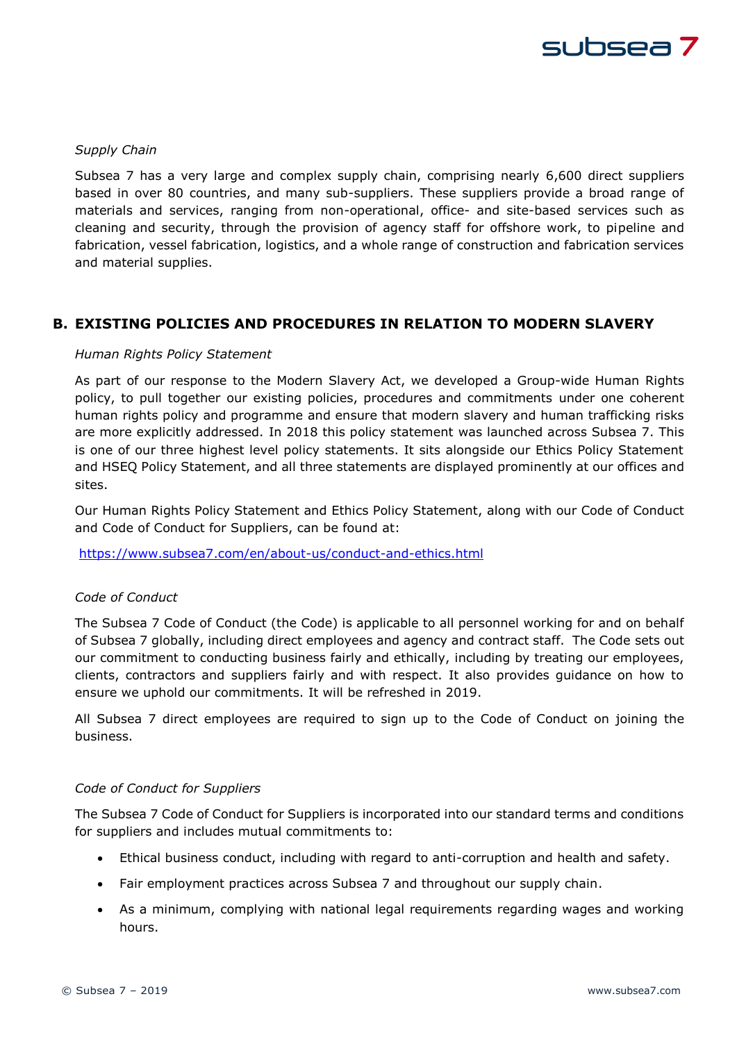*Supply Chain*

Subsea 7 has a very large and complex supply chain, comprising nearly 6,600 direct suppliers based in over 80 countries, and many sub-suppliers. These suppliers provide a broad range of materials and services, ranging from non-operational, office- and site-based services such as cleaning and security, through the provision of agency staff for offshore work, to pipeline and fabrication, vessel fabrication, logistics, and a whole range of construction and fabrication services and material supplies.

## B. EXISTING POLICIES AND PROCEDURES IN RELATION TO MODERN SLAVERY

*Human Rights Policy Statement*

As part of our response to the Modern Slavery Act, we developed a Group-wide Human Rights policy, to pull together our existing policies, procedures and commitments under one coherent human rights policy and programme and ensure that modern slavery and human trafficking risks are more explicitly addressed. In 2018 this policy statement was launched across Subsea 7. This is one of our three highest level policy statements. It sits alongside our Ethics Policy Statement and HSEQ Policy Statement, and all three statements are displayed prominently at our offices and sites.

Our Human Rights Policy Statement and Ethics Policy Statement, along with our Code of Conduct and Code of Conduct for Suppliers, can be found at:

https://www.subsea7.com/en/about-us/conduct-and-ethics.html

*Code of Conduct*

The Subsea 7 Code of Conduct (the Code) is applicable to all personnel working for and on behalf of Subsea 7 globally, including direct employees and agency and contract staff. The Code sets out our commitment to conducting business fairly and ethically, including by treating our employees, clients, contractors and suppliers fairly and with respect. It also provides guidance on how to ensure we uphold our commitments. It will be refreshed in 2019.

All Subsea 7 direct employees are required to sign up to the Code of Conduct on joining the business.

*Code of Conduct for Suppliers*

The Subsea 7 Code of Conduct for Suppliers is incorporated into our standard terms and conditions for suppliers and includes mutual commitments to:

- Ethical business conduct, including with regard to anti-corruption and health and safety.
- Fair employment practices across Subsea 7 and throughout our supply chain.
- As a minimum, complying with national legal requirements regarding wages and working hours.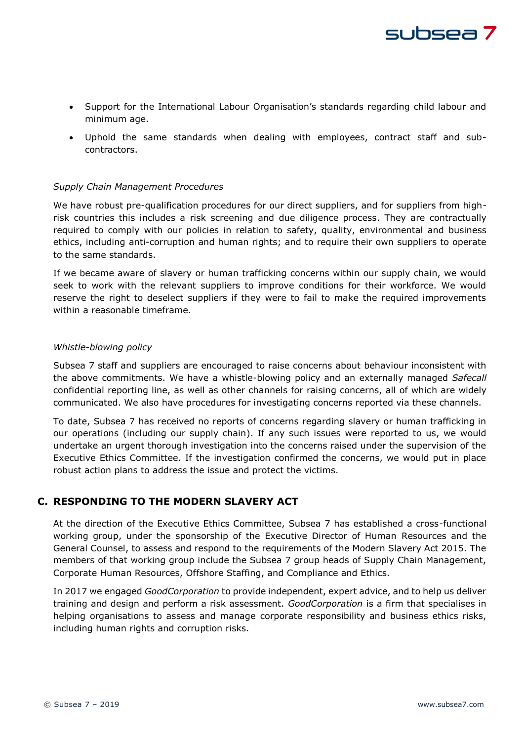- Support for the International Labour Organisation's standards regarding child labour and minimum age.
- Uphold the same standards when dealing with employees, contract staff and sub-contractors.

*Supply Chain Management Procedures*

We have robust pre-qualification procedures for our direct suppliers, and for suppliers from high-risk countries this includes a risk screening and due diligence process. They are contractually required to comply with our policies in relation to safety, quality, environmental and business ethics, including anti-corruption and human rights; and to require their own suppliers to operate to the same standards.

If we became aware of slavery or human trafficking concerns within our supply chain, we would seek to work with the relevant suppliers to improve conditions for their workforce. We would reserve the right to deselect suppliers if they were to fail to make the required improvements within a reasonable timeframe.

*Whistle-blowing policy*

Subsea 7 staff and suppliers are encouraged to raise concerns about behaviour inconsistent with the above commitments. We have a whistle-blowing policy and an externally managed *Safecall* confidential reporting line, as well as other channels for raising concerns, all of which are widely communicated. We also have procedures for investigating concerns reported via these channels.

To date, Subsea 7 has received no reports of concerns regarding slavery or human trafficking in our operations (including our supply chain). If any such issues were reported to us, we would undertake an urgent thorough investigation into the concerns raised under the supervision of the Executive Ethics Committee. If the investigation confirmed the concerns, we would put in place robust action plans to address the issue and protect the victims.

## C. RESPONDING TO THE MODERN SLAVERY ACT

At the direction of the Executive Ethics Committee, Subsea 7 has established a cross-functional working group, under the sponsorship of the Executive Director of Human Resources and the General Counsel, to assess and respond to the requirements of the Modern Slavery Act 2015. The members of that working group include the Subsea 7 group heads of Supply Chain Management, Corporate Human Resources, Offshore Staffing, and Compliance and Ethics.

In 2017 we engaged *GoodCorporation* to provide independent, expert advice, and to help us deliver training and design and perform a risk assessment. *GoodCorporation* is a firm that specialises in helping organisations to assess and manage corporate responsibility and business ethics risks, including human rights and corruption risks.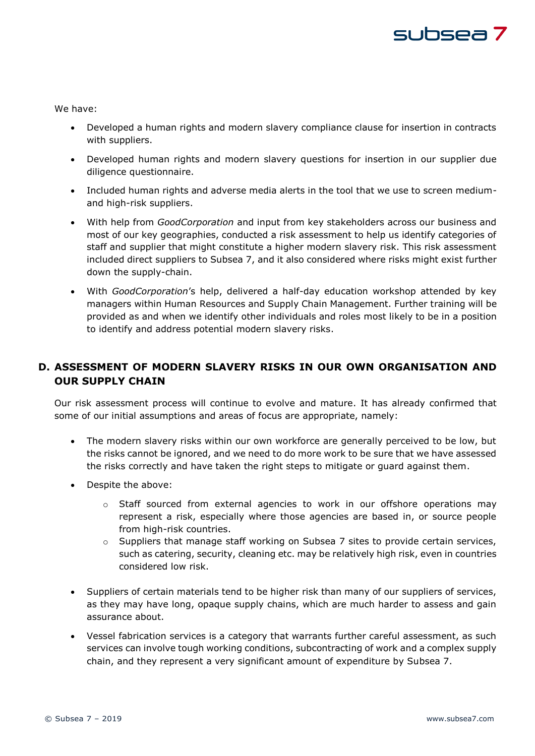We have:

- Developed a human rights and modern slavery compliance clause for insertion in contracts with suppliers.
- Developed human rights and modern slavery questions for insertion in our supplier due diligence questionnaire.
- Included human rights and adverse media alerts in the tool that we use to screen medium- and high-risk suppliers.
- With help from *GoodCorporation* and input from key stakeholders across our business and most of our key geographies, conducted a risk assessment to help us identify categories of staff and supplier that might constitute a higher modern slavery risk. This risk assessment included direct suppliers to Subsea 7, and it also considered where risks might exist further down the supply-chain.
- With *GoodCorporation*'s help, delivered a half-day education workshop attended by key managers within Human Resources and Supply Chain Management. Further training will be provided as and when we identify other individuals and roles most likely to be in a position to identify and address potential modern slavery risks.

## D. ASSESSMENT OF MODERN SLAVERY RISKS IN OUR OWN ORGANISATION AND OUR SUPPLY CHAIN

Our risk assessment process will continue to evolve and mature. It has already confirmed that some of our initial assumptions and areas of focus are appropriate, namely:

- The modern slavery risks within our own workforce are generally perceived to be low, but the risks cannot be ignored, and we need to do more work to be sure that we have assessed the risks correctly and have taken the right steps to mitigate or guard against them.
- Despite the above:
  - Staff sourced from external agencies to work in our offshore operations may represent a risk, especially where those agencies are based in, or source people from high-risk countries.
  - Suppliers that manage staff working on Subsea 7 sites to provide certain services, such as catering, security, cleaning etc. may be relatively high risk, even in countries considered low risk.
- Suppliers of certain materials tend to be higher risk than many of our suppliers of services, as they may have long, opaque supply chains, which are much harder to assess and gain assurance about.
- Vessel fabrication services is a category that warrants further careful assessment, as such services can involve tough working conditions, subcontracting of work and a complex supply chain, and they represent a very significant amount of expenditure by Subsea 7.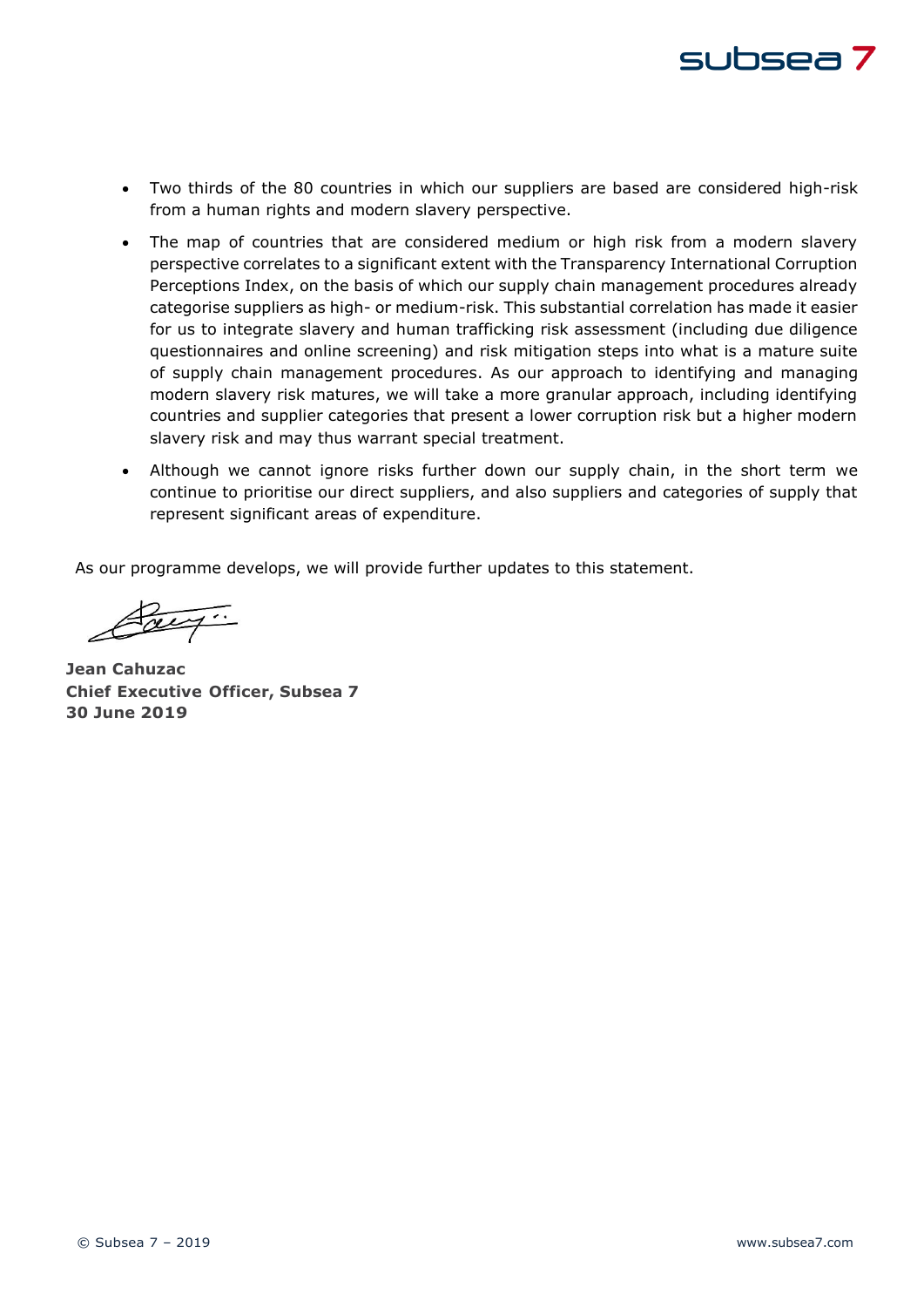- Two thirds of the 80 countries in which our suppliers are based are considered high-risk from a human rights and modern slavery perspective.
- The map of countries that are considered medium or high risk from a modern slavery perspective correlates to a significant extent with the Transparency International Corruption Perceptions Index, on the basis of which our supply chain management procedures already categorise suppliers as high- or medium-risk. This substantial correlation has made it easier for us to integrate slavery and human trafficking risk assessment (including due diligence questionnaires and online screening) and risk mitigation steps into what is a mature suite of supply chain management procedures. As our approach to identifying and managing modern slavery risk matures, we will take a more granular approach, including identifying countries and supplier categories that present a lower corruption risk but a higher modern slavery risk and may thus warrant special treatment.
- Although we cannot ignore risks further down our supply chain, in the short term we continue to prioritise our direct suppliers, and also suppliers and categories of supply that represent significant areas of expenditure.

As our programme develops, we will provide further updates to this statement.

**Jean Cahuzac**
**Chief Executive Officer, Subsea 7**
**30 June 2019**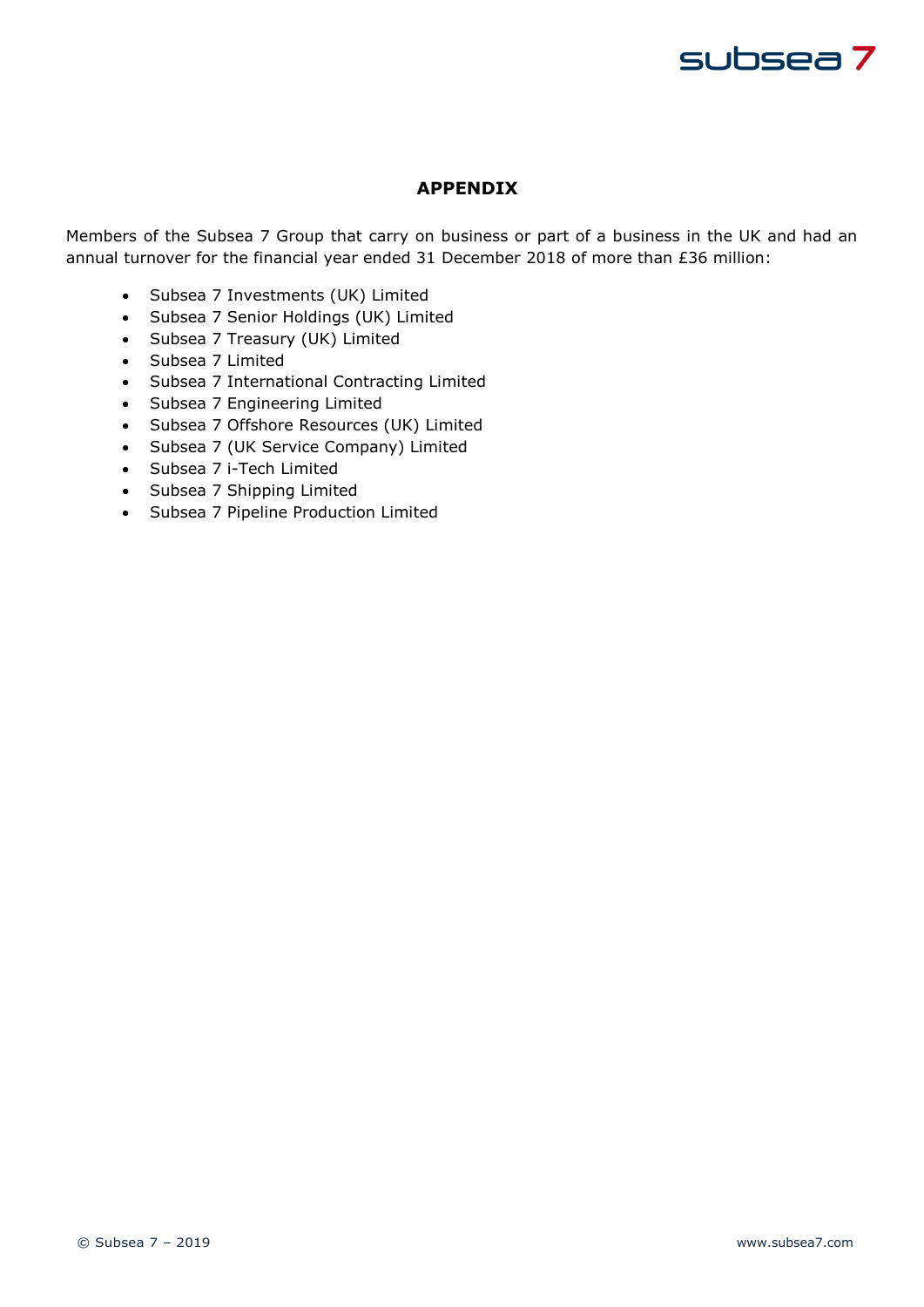## APPENDIX

Members of the Subsea 7 Group that carry on business or part of a business in the UK and had an annual turnover for the financial year ended 31 December 2018 of more than £36 million:

- Subsea 7 Investments (UK) Limited
- Subsea 7 Senior Holdings (UK) Limited
- Subsea 7 Treasury (UK) Limited
- Subsea 7 Limited
- Subsea 7 International Contracting Limited
- Subsea 7 Engineering Limited
- Subsea 7 Offshore Resources (UK) Limited
- Subsea 7 (UK Service Company) Limited
- Subsea 7 i-Tech Limited
- Subsea 7 Shipping Limited
- Subsea 7 Pipeline Production Limited